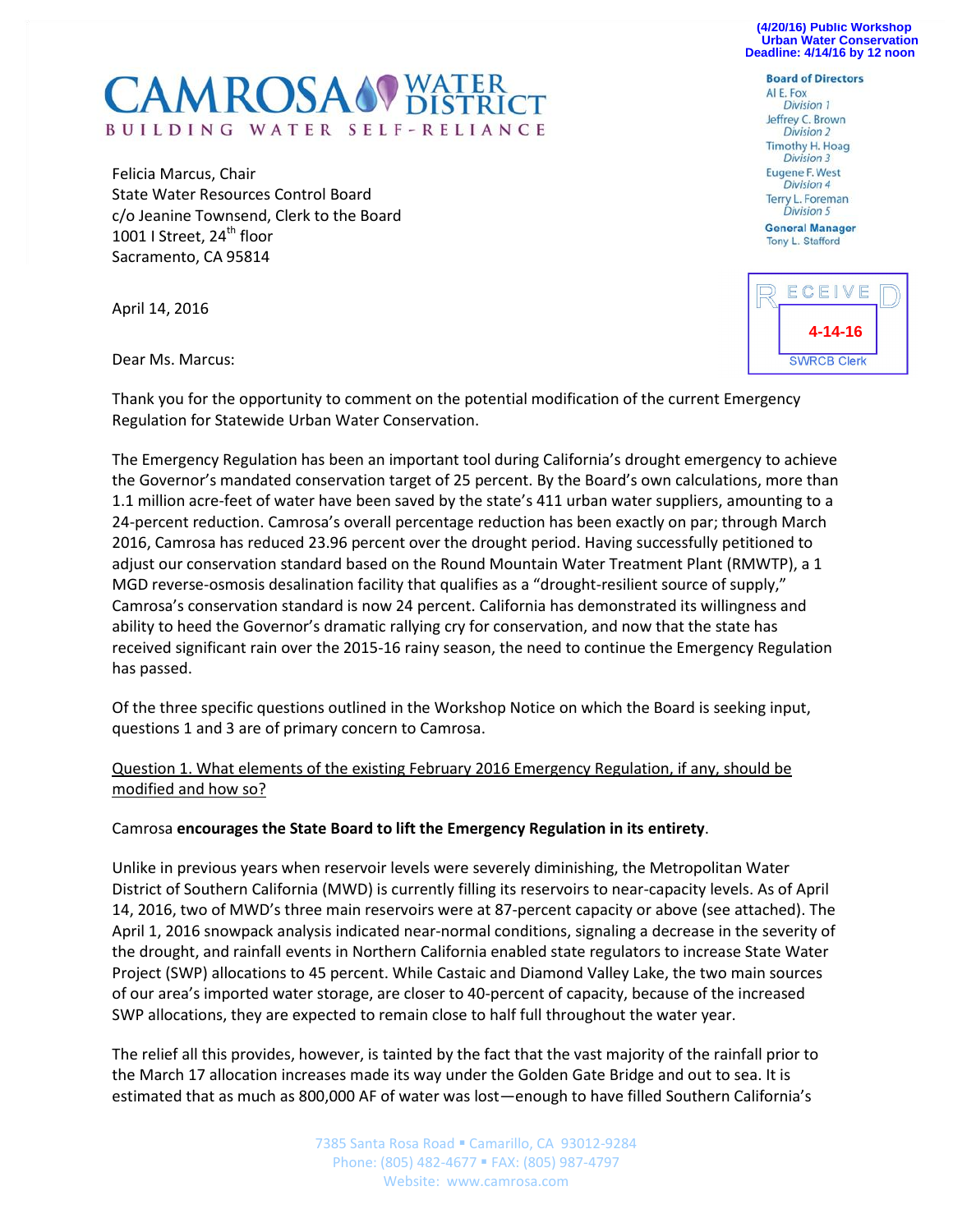(4/20/16) Public Workshop
Urban Water Conservation
Deadline: 4/14/16 by 12 noon

# CAMROSA WATER DISTRICT

BUILDING WATER SELF-RELIANCE

**Board of Directors**
Al E. Fox
*Division 1*
Jeffrey C. Brown
*Division 2*
Timothy H. Hoag
*Division 3*
Eugene F. West
*Division 4*
Terry L. Foreman
*Division 5*

**General Manager**
Tony L. Stafford

RECEIVED
4-14-16
SWRCB Clerk

Felicia Marcus, Chair
State Water Resources Control Board
c/o Jeanine Townsend, Clerk to the Board
1001 I Street, 24th floor
Sacramento, CA 95814

April 14, 2016

Dear Ms. Marcus:

Thank you for the opportunity to comment on the potential modification of the current Emergency Regulation for Statewide Urban Water Conservation.

The Emergency Regulation has been an important tool during California's drought emergency to achieve the Governor's mandated conservation target of 25 percent. By the Board's own calculations, more than 1.1 million acre-feet of water have been saved by the state's 411 urban water suppliers, amounting to a 24-percent reduction. Camrosa's overall percentage reduction has been exactly on par; through March 2016, Camrosa has reduced 23.96 percent over the drought period. Having successfully petitioned to adjust our conservation standard based on the Round Mountain Water Treatment Plant (RMWTP), a 1 MGD reverse-osmosis desalination facility that qualifies as a "drought-resilient source of supply," Camrosa's conservation standard is now 24 percent. California has demonstrated its willingness and ability to heed the Governor's dramatic rallying cry for conservation, and now that the state has received significant rain over the 2015-16 rainy season, the need to continue the Emergency Regulation has passed.

Of the three specific questions outlined in the Workshop Notice on which the Board is seeking input, questions 1 and 3 are of primary concern to Camrosa.

<u>Question 1. What elements of the existing February 2016 Emergency Regulation, if any, should be modified and how so?</u>

Camrosa **encourages the State Board to lift the Emergency Regulation in its entirety**.

Unlike in previous years when reservoir levels were severely diminishing, the Metropolitan Water District of Southern California (MWD) is currently filling its reservoirs to near-capacity levels. As of April 14, 2016, two of MWD's three main reservoirs were at 87-percent capacity or above (see attached). The April 1, 2016 snowpack analysis indicated near-normal conditions, signaling a decrease in the severity of the drought, and rainfall events in Northern California enabled state regulators to increase State Water Project (SWP) allocations to 45 percent. While Castaic and Diamond Valley Lake, the two main sources of our area's imported water storage, are closer to 40-percent of capacity, because of the increased SWP allocations, they are expected to remain close to half full throughout the water year.

The relief all this provides, however, is tainted by the fact that the vast majority of the rainfall prior to the March 17 allocation increases made its way under the Golden Gate Bridge and out to sea. It is estimated that as much as 800,000 AF of water was lost—enough to have filled Southern California's

7385 Santa Rosa Road ▪ Camarillo, CA 93012-9284
Phone: (805) 482-4677 ▪ FAX: (805) 987-4797
Website: www.camrosa.com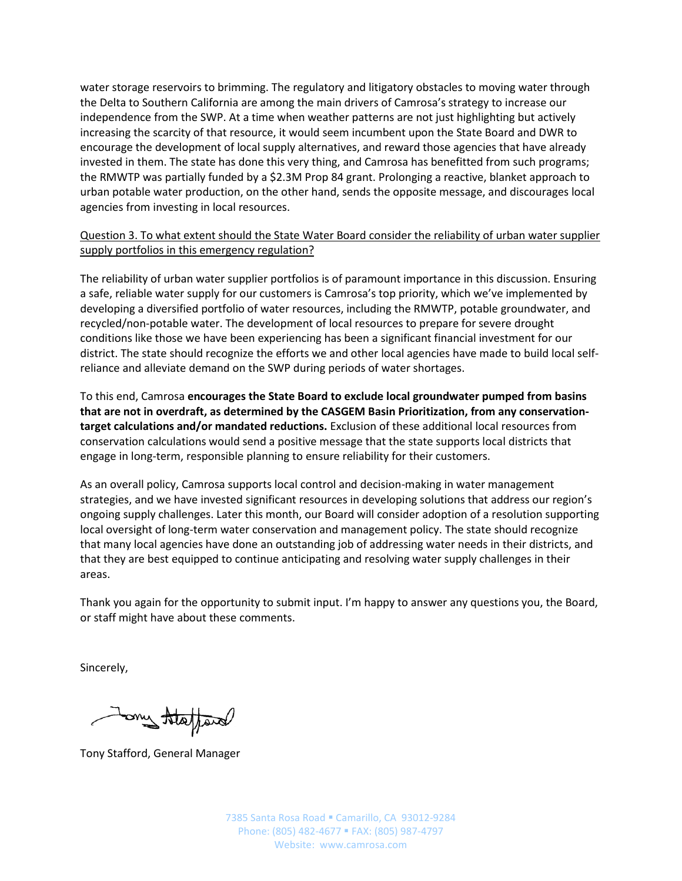water storage reservoirs to brimming. The regulatory and litigatory obstacles to moving water through the Delta to Southern California are among the main drivers of Camrosa's strategy to increase our independence from the SWP. At a time when weather patterns are not just highlighting but actively increasing the scarcity of that resource, it would seem incumbent upon the State Board and DWR to encourage the development of local supply alternatives, and reward those agencies that have already invested in them. The state has done this very thing, and Camrosa has benefitted from such programs; the RMWTP was partially funded by a $2.3M Prop 84 grant. Prolonging a reactive, blanket approach to urban potable water production, on the other hand, sends the opposite message, and discourages local agencies from investing in local resources.

<u>Question 3. To what extent should the State Water Board consider the reliability of urban water supplier supply portfolios in this emergency regulation?</u>

The reliability of urban water supplier portfolios is of paramount importance in this discussion. Ensuring a safe, reliable water supply for our customers is Camrosa's top priority, which we've implemented by developing a diversified portfolio of water resources, including the RMWTP, potable groundwater, and recycled/non-potable water. The development of local resources to prepare for severe drought conditions like those we have been experiencing has been a significant financial investment for our district. The state should recognize the efforts we and other local agencies have made to build local self-reliance and alleviate demand on the SWP during periods of water shortages.

To this end, Camrosa **encourages the State Board to exclude local groundwater pumped from basins that are not in overdraft, as determined by the CASGEM Basin Prioritization, from any conservation-target calculations and/or mandated reductions.** Exclusion of these additional local resources from conservation calculations would send a positive message that the state supports local districts that engage in long-term, responsible planning to ensure reliability for their customers.

As an overall policy, Camrosa supports local control and decision-making in water management strategies, and we have invested significant resources in developing solutions that address our region's ongoing supply challenges. Later this month, our Board will consider adoption of a resolution supporting local oversight of long-term water conservation and management policy. The state should recognize that many local agencies have done an outstanding job of addressing water needs in their districts, and that they are best equipped to continue anticipating and resolving water supply challenges in their areas.

Thank you again for the opportunity to submit input. I'm happy to answer any questions you, the Board, or staff might have about these comments.

Sincerely,

Tony Stafford, General Manager

7385 Santa Rosa Road ▪ Camarillo, CA 93012-9284
Phone: (805) 482-4677 ▪ FAX: (805) 987-4797
Website: www.camrosa.com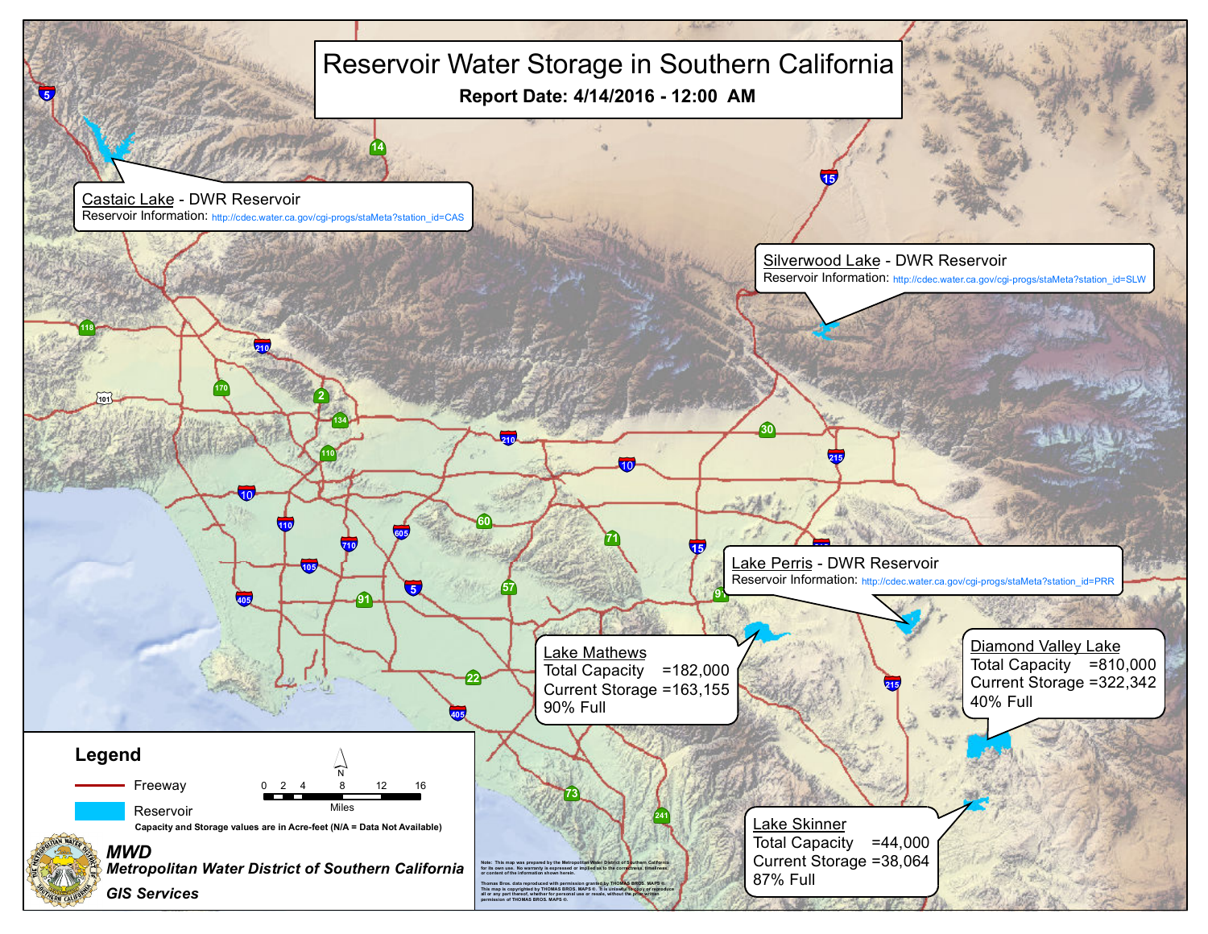# Reservoir Water Storage in Southern California

**Report Date: 4/14/2016 - 12:00 AM**

Castaic Lake - DWR Reservoir
Reservoir Information: http://cdec.water.ca.gov/cgi-progs/staMeta?station_id=CAS

Silverwood Lake - DWR Reservoir
Reservoir Information: http://cdec.water.ca.gov/cgi-progs/staMeta?station_id=SLW

Lake Perris - DWR Reservoir
Reservoir Information: http://cdec.water.ca.gov/cgi-progs/staMeta?station_id=PRR

Lake Mathews
Total Capacity =182,000
Current Storage =163,155
90% Full

Diamond Valley Lake
Total Capacity =810,000
Current Storage =322,342
40% Full

Lake Skinner
Total Capacity =44,000
Current Storage =38,064
87% Full

**Legend**

Freeway

Reservoir

0 2 4 8 12 16
Miles

**Capacity and Storage values are in Acre-feet (N/A = Data Not Available)**

***MWD***
***Metropolitan Water District of Southern California***
***GIS Services***

Note: This map was prepared by the Metropolitan Water District of Southern California for its own use. No warranty is expressed or implied as to the correctness, timeliness, or content of the information shown herein.

Thomas Bros. data reproduced with permission granted by THOMAS BROS. MAPS ®. This map is copyrighted by THOMAS BROS. MAPS ®. It is unlawful to copy or reproduce all or any part thereof, whether for personal use or resale, without the prior written permission of THOMAS BROS. MAPS ®.